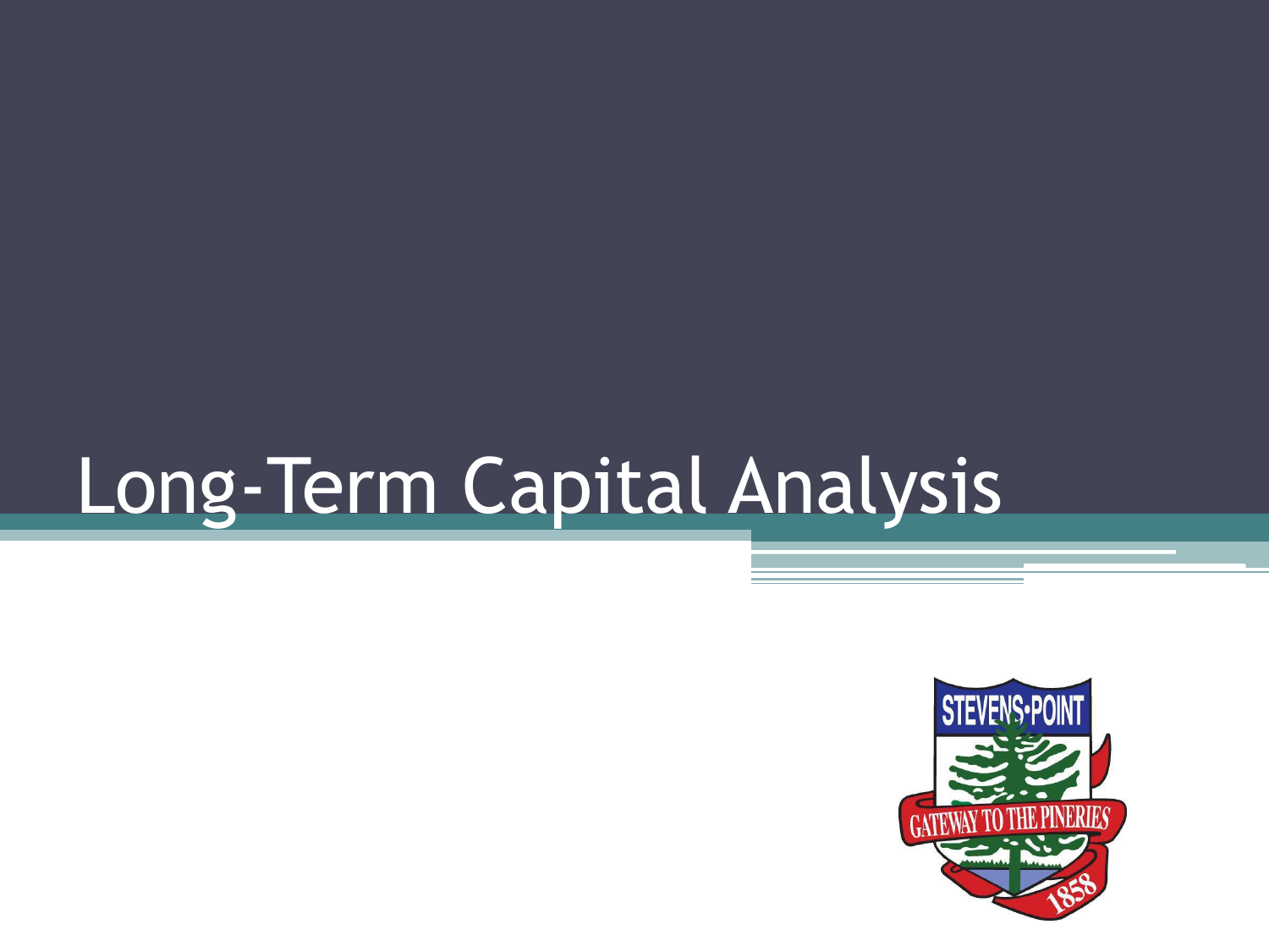# Long-Term Capital Analysis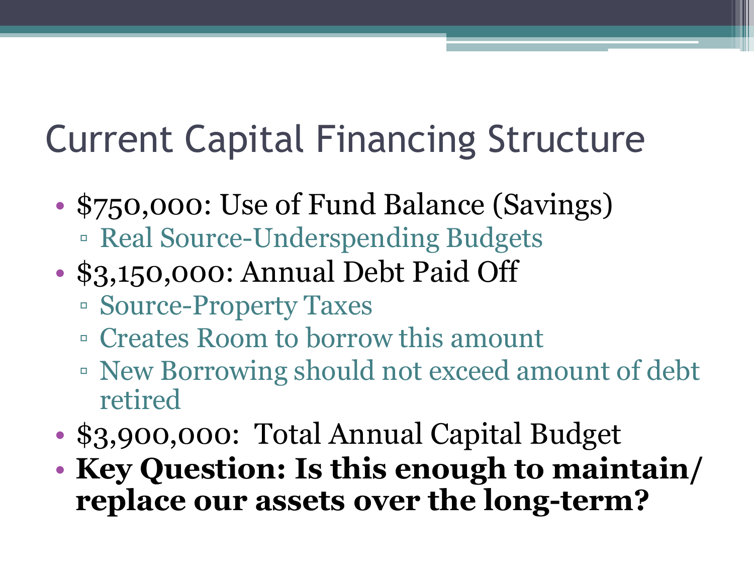# Current Capital Financing Structure

- $750,000: Use of Fund Balance (Savings)
  - Real Source-Underspending Budgets
- $3,150,000: Annual Debt Paid Off
  - Source-Property Taxes
  - Creates Room to borrow this amount
  - New Borrowing should not exceed amount of debt retired
- $3,900,000: Total Annual Capital Budget
- **Key Question: Is this enough to maintain/ replace our assets over the long-term?**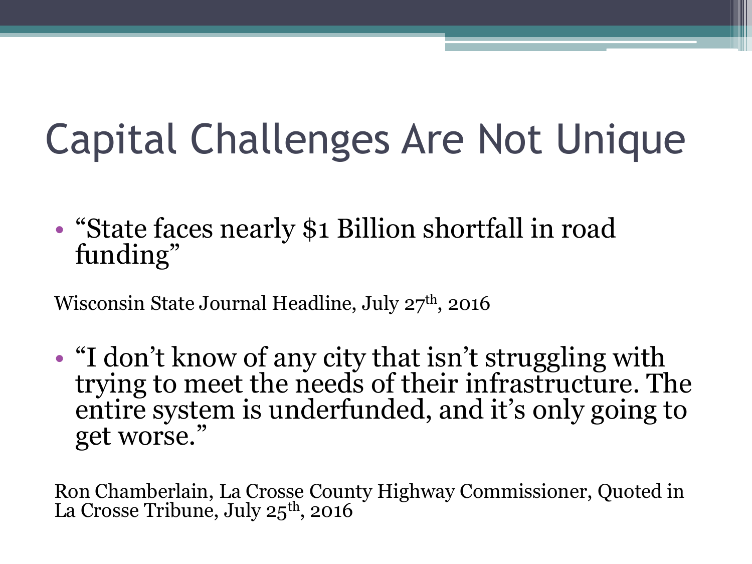# Capital Challenges Are Not Unique

- "State faces nearly $1 Billion shortfall in road funding"

Wisconsin State Journal Headline, July 27th, 2016

- "I don't know of any city that isn't struggling with trying to meet the needs of their infrastructure. The entire system is underfunded, and it's only going to get worse."

Ron Chamberlain, La Crosse County Highway Commissioner, Quoted in La Crosse Tribune, July 25th, 2016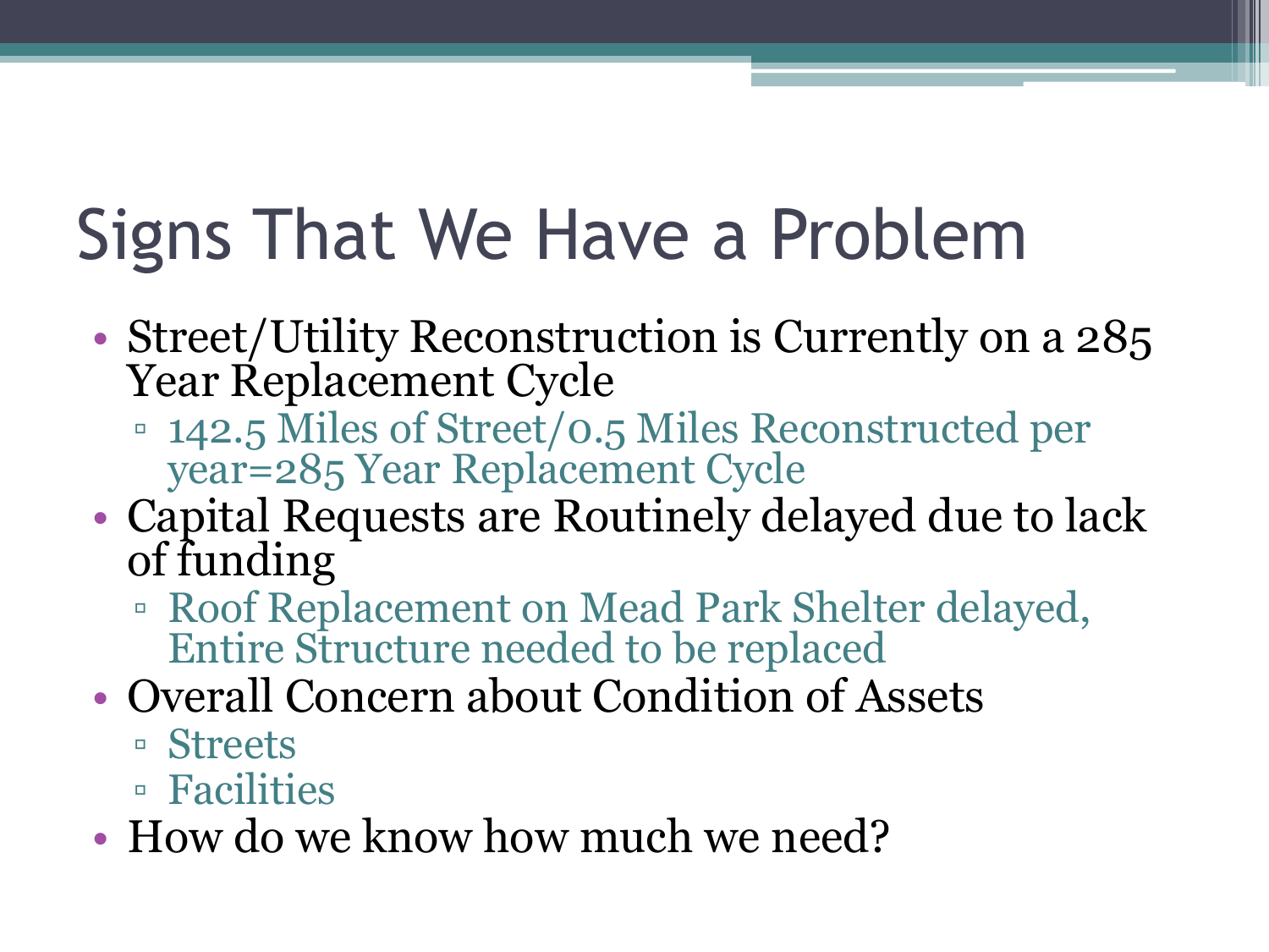# Signs That We Have a Problem

- Street/Utility Reconstruction is Currently on a 285 Year Replacement Cycle
  - 142.5 Miles of Street/0.5 Miles Reconstructed per year=285 Year Replacement Cycle
- Capital Requests are Routinely delayed due to lack of funding
  - Roof Replacement on Mead Park Shelter delayed, Entire Structure needed to be replaced
- Overall Concern about Condition of Assets
  - Streets
  - Facilities
- How do we know how much we need?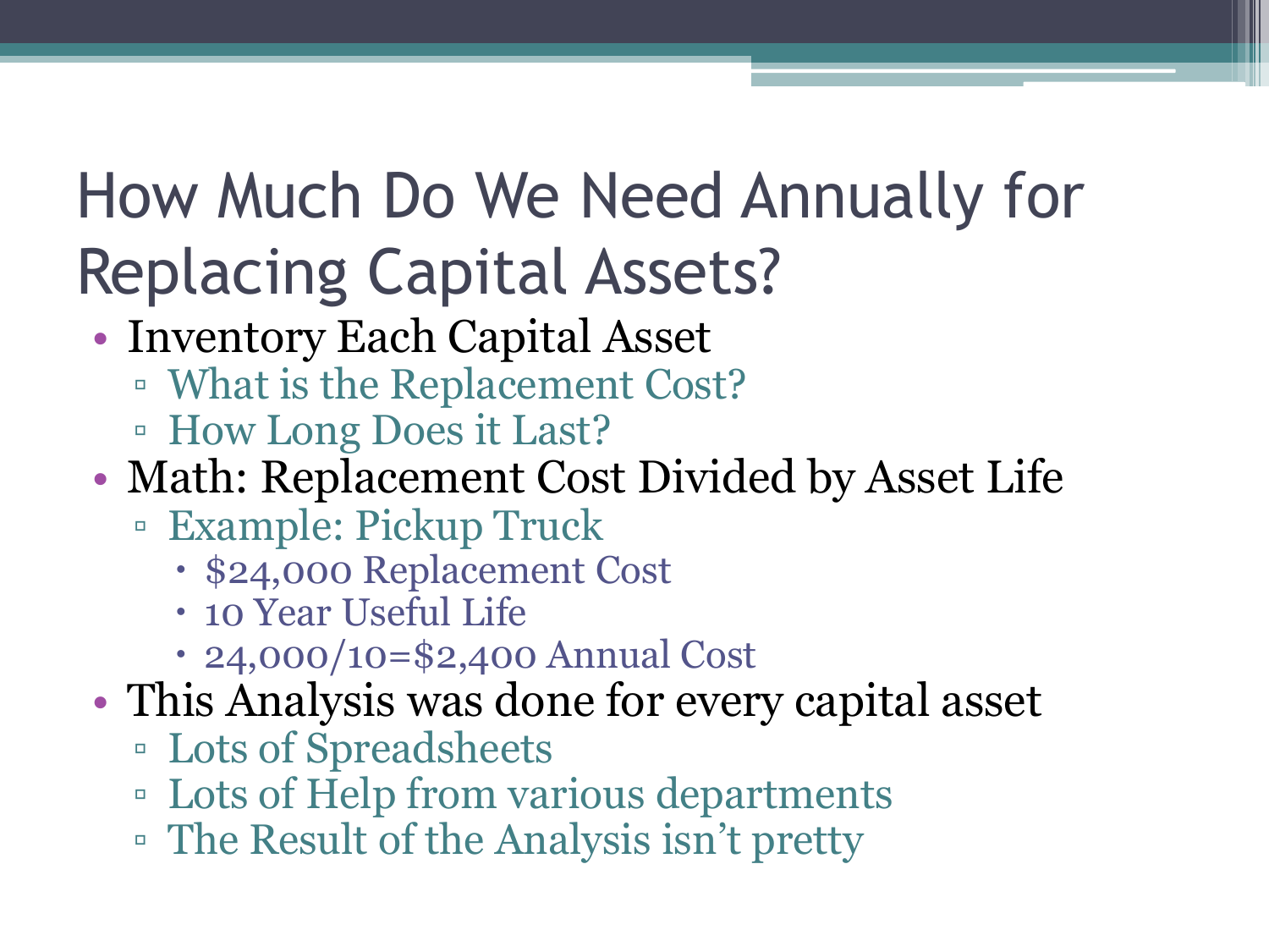# How Much Do We Need Annually for Replacing Capital Assets?

- Inventory Each Capital Asset
  - What is the Replacement Cost?
  - How Long Does it Last?
- Math: Replacement Cost Divided by Asset Life
  - Example: Pickup Truck
    - $24,000 Replacement Cost
    - 10 Year Useful Life
    - 24,000/10=$2,400 Annual Cost
- This Analysis was done for every capital asset
  - Lots of Spreadsheets
  - Lots of Help from various departments
  - The Result of the Analysis isn't pretty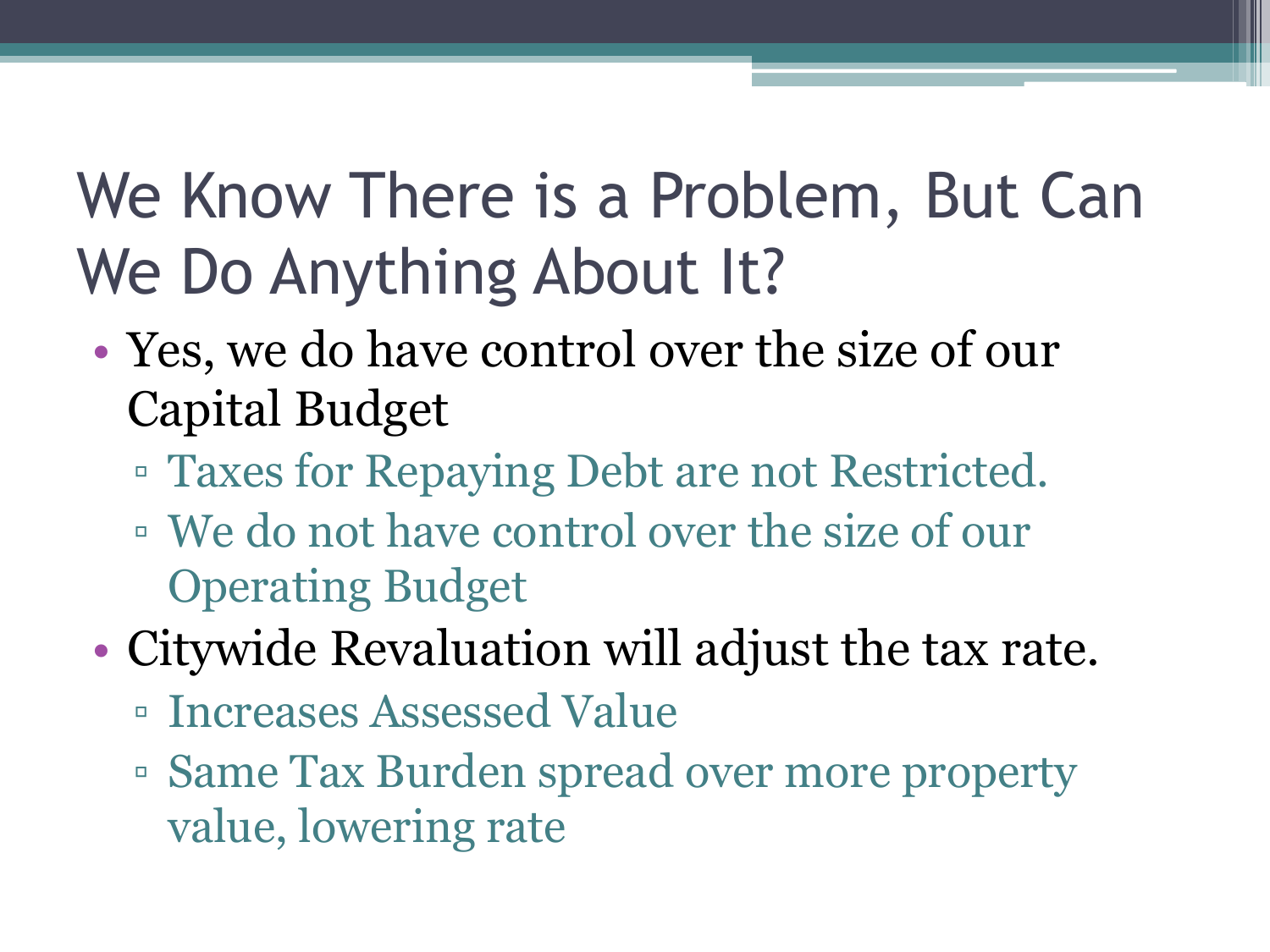# We Know There is a Problem, But Can We Do Anything About It?

- Yes, we do have control over the size of our Capital Budget
  - Taxes for Repaying Debt are not Restricted.
  - We do not have control over the size of our Operating Budget
- Citywide Revaluation will adjust the tax rate.
  - Increases Assessed Value
  - Same Tax Burden spread over more property value, lowering rate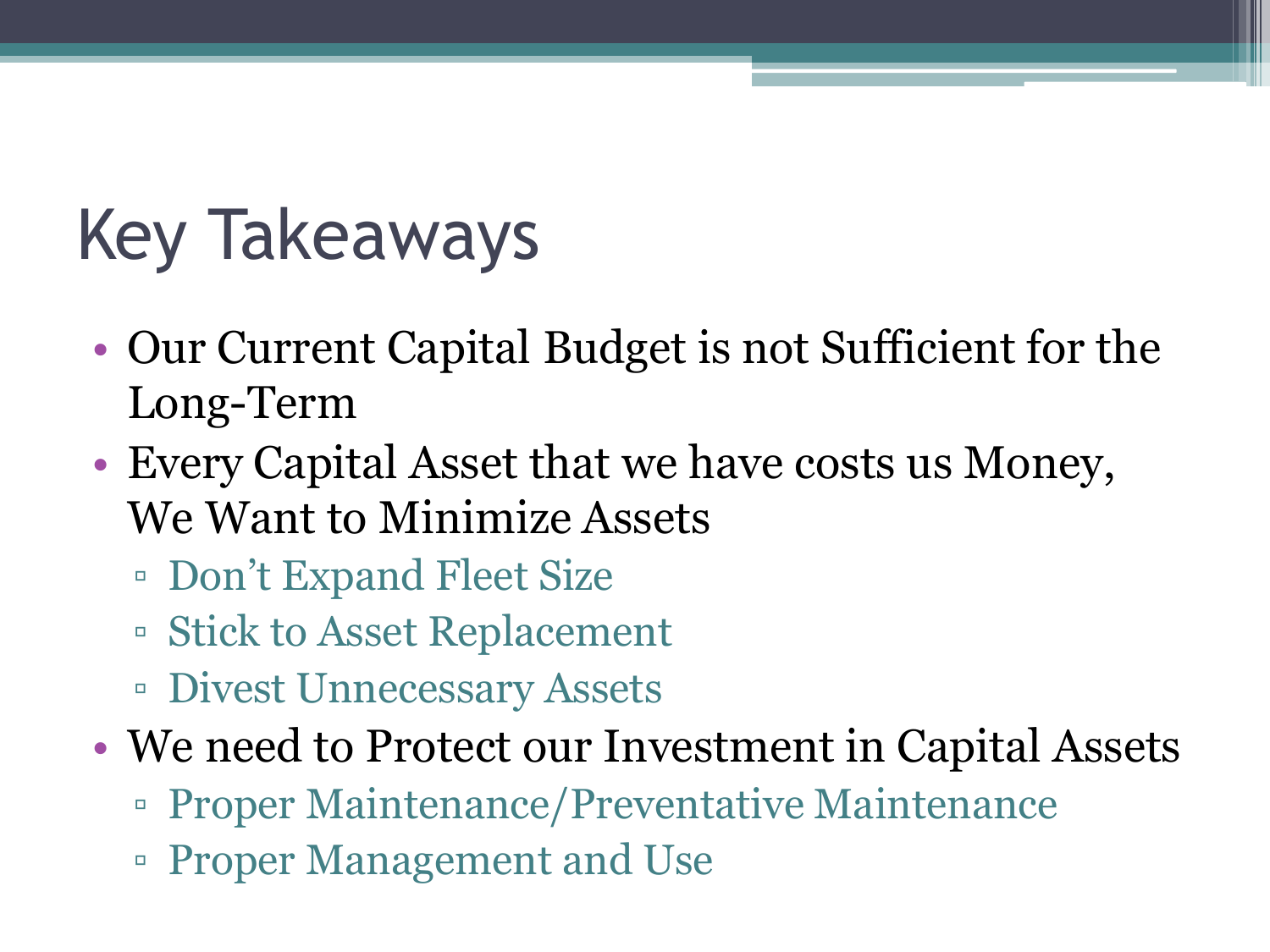# Key Takeaways

- Our Current Capital Budget is not Sufficient for the Long-Term
- Every Capital Asset that we have costs us Money, We Want to Minimize Assets
  - Don't Expand Fleet Size
  - Stick to Asset Replacement
  - Divest Unnecessary Assets
- We need to Protect our Investment in Capital Assets
  - Proper Maintenance/Preventative Maintenance
  - Proper Management and Use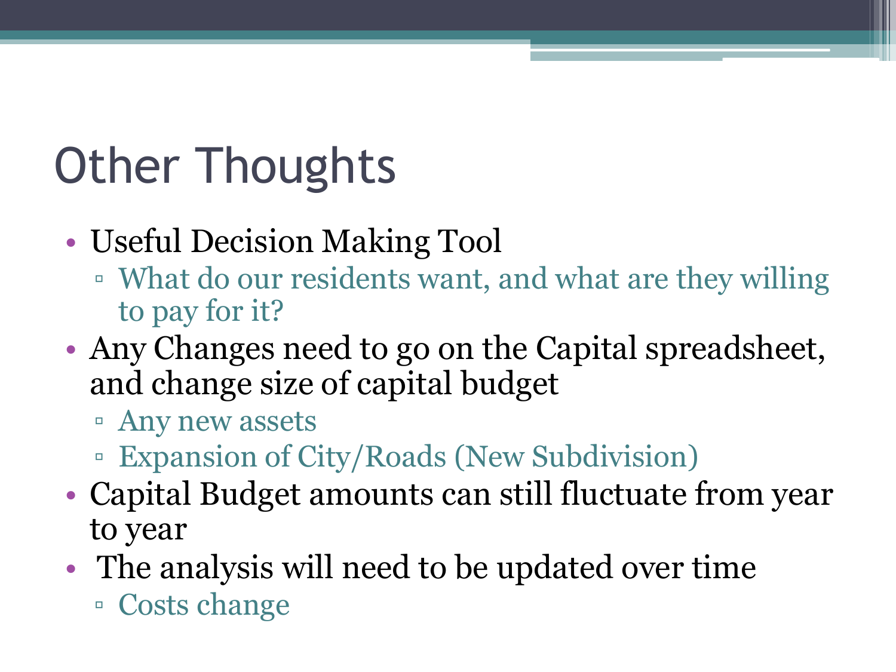# Other Thoughts

- Useful Decision Making Tool
  - What do our residents want, and what are they willing to pay for it?
- Any Changes need to go on the Capital spreadsheet, and change size of capital budget
  - Any new assets
  - Expansion of City/Roads (New Subdivision)
- Capital Budget amounts can still fluctuate from year to year
- The analysis will need to be updated over time
  - Costs change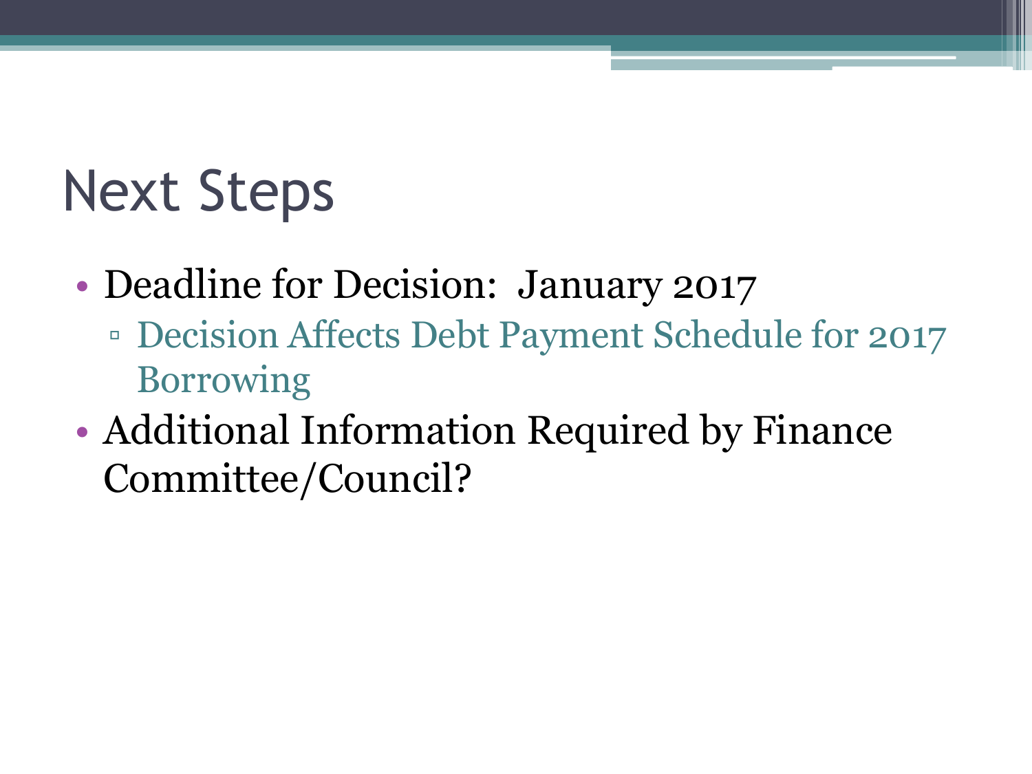# Next Steps

- Deadline for Decision: January 2017
  - Decision Affects Debt Payment Schedule for 2017 Borrowing
- Additional Information Required by Finance Committee/Council?